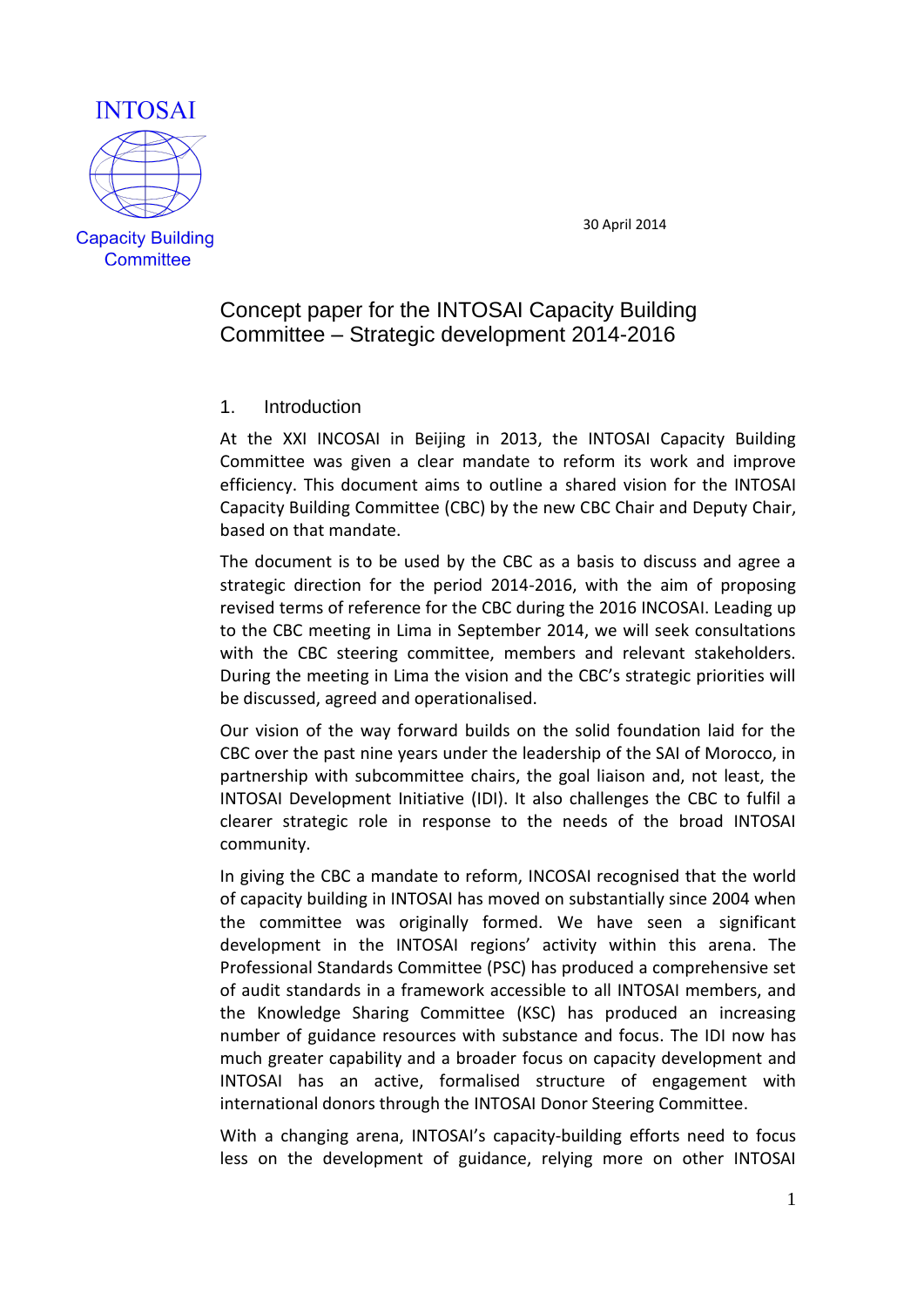INTOSAI

Capacity Building Committee

30 April 2014

# Concept paper for the INTOSAI Capacity Building Committee – Strategic development 2014-2016

## 1. Introduction

At the XXI INCOSAI in Beijing in 2013, the INTOSAI Capacity Building Committee was given a clear mandate to reform its work and improve efficiency. This document aims to outline a shared vision for the INTOSAI Capacity Building Committee (CBC) by the new CBC Chair and Deputy Chair, based on that mandate.

The document is to be used by the CBC as a basis to discuss and agree a strategic direction for the period 2014-2016, with the aim of proposing revised terms of reference for the CBC during the 2016 INCOSAI. Leading up to the CBC meeting in Lima in September 2014, we will seek consultations with the CBC steering committee, members and relevant stakeholders. During the meeting in Lima the vision and the CBC's strategic priorities will be discussed, agreed and operationalised.

Our vision of the way forward builds on the solid foundation laid for the CBC over the past nine years under the leadership of the SAI of Morocco, in partnership with subcommittee chairs, the goal liaison and, not least, the INTOSAI Development Initiative (IDI). It also challenges the CBC to fulfil a clearer strategic role in response to the needs of the broad INTOSAI community.

In giving the CBC a mandate to reform, INCOSAI recognised that the world of capacity building in INTOSAI has moved on substantially since 2004 when the committee was originally formed. We have seen a significant development in the INTOSAI regions' activity within this arena. The Professional Standards Committee (PSC) has produced a comprehensive set of audit standards in a framework accessible to all INTOSAI members, and the Knowledge Sharing Committee (KSC) has produced an increasing number of guidance resources with substance and focus. The IDI now has much greater capability and a broader focus on capacity development and INTOSAI has an active, formalised structure of engagement with international donors through the INTOSAI Donor Steering Committee.

With a changing arena, INTOSAI's capacity-building efforts need to focus less on the development of guidance, relying more on other INTOSAI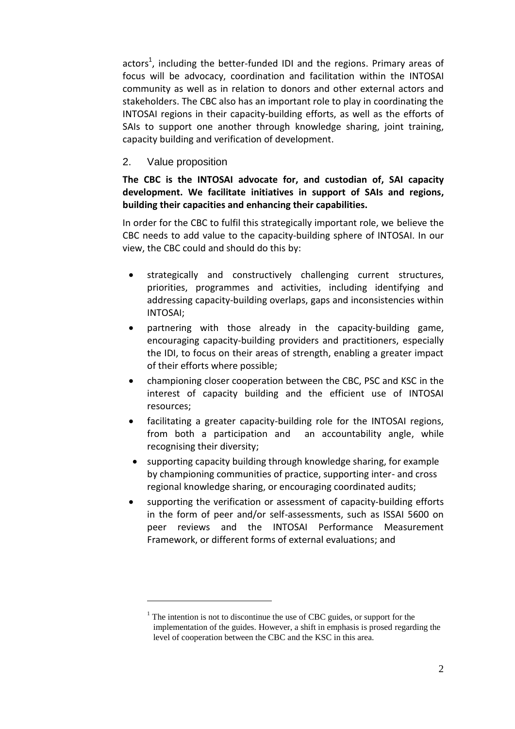actors[1], including the better-funded IDI and the regions. Primary areas of focus will be advocacy, coordination and facilitation within the INTOSAI community as well as in relation to donors and other external actors and stakeholders. The CBC also has an important role to play in coordinating the INTOSAI regions in their capacity-building efforts, as well as the efforts of SAIs to support one another through knowledge sharing, joint training, capacity building and verification of development.

## 2. Value proposition

**The CBC is the INTOSAI advocate for, and custodian of, SAI capacity development. We facilitate initiatives in support of SAIs and regions, building their capacities and enhancing their capabilities.**

In order for the CBC to fulfil this strategically important role, we believe the CBC needs to add value to the capacity-building sphere of INTOSAI. In our view, the CBC could and should do this by:

- strategically and constructively challenging current structures, priorities, programmes and activities, including identifying and addressing capacity-building overlaps, gaps and inconsistencies within INTOSAI;
- partnering with those already in the capacity-building game, encouraging capacity-building providers and practitioners, especially the IDI, to focus on their areas of strength, enabling a greater impact of their efforts where possible;
- championing closer cooperation between the CBC, PSC and KSC in the interest of capacity building and the efficient use of INTOSAI resources;
- facilitating a greater capacity-building role for the INTOSAI regions, from both a participation and an accountability angle, while recognising their diversity;
- supporting capacity building through knowledge sharing, for example by championing communities of practice, supporting inter- and cross regional knowledge sharing, or encouraging coordinated audits;
- supporting the verification or assessment of capacity-building efforts in the form of peer and/or self-assessments, such as ISSAI 5600 on peer reviews and the INTOSAI Performance Measurement Framework, or different forms of external evaluations; and

---

[1] The intention is not to discontinue the use of CBC guides, or support for the implementation of the guides. However, a shift in emphasis is prosed regarding the level of cooperation between the CBC and the KSC in this area.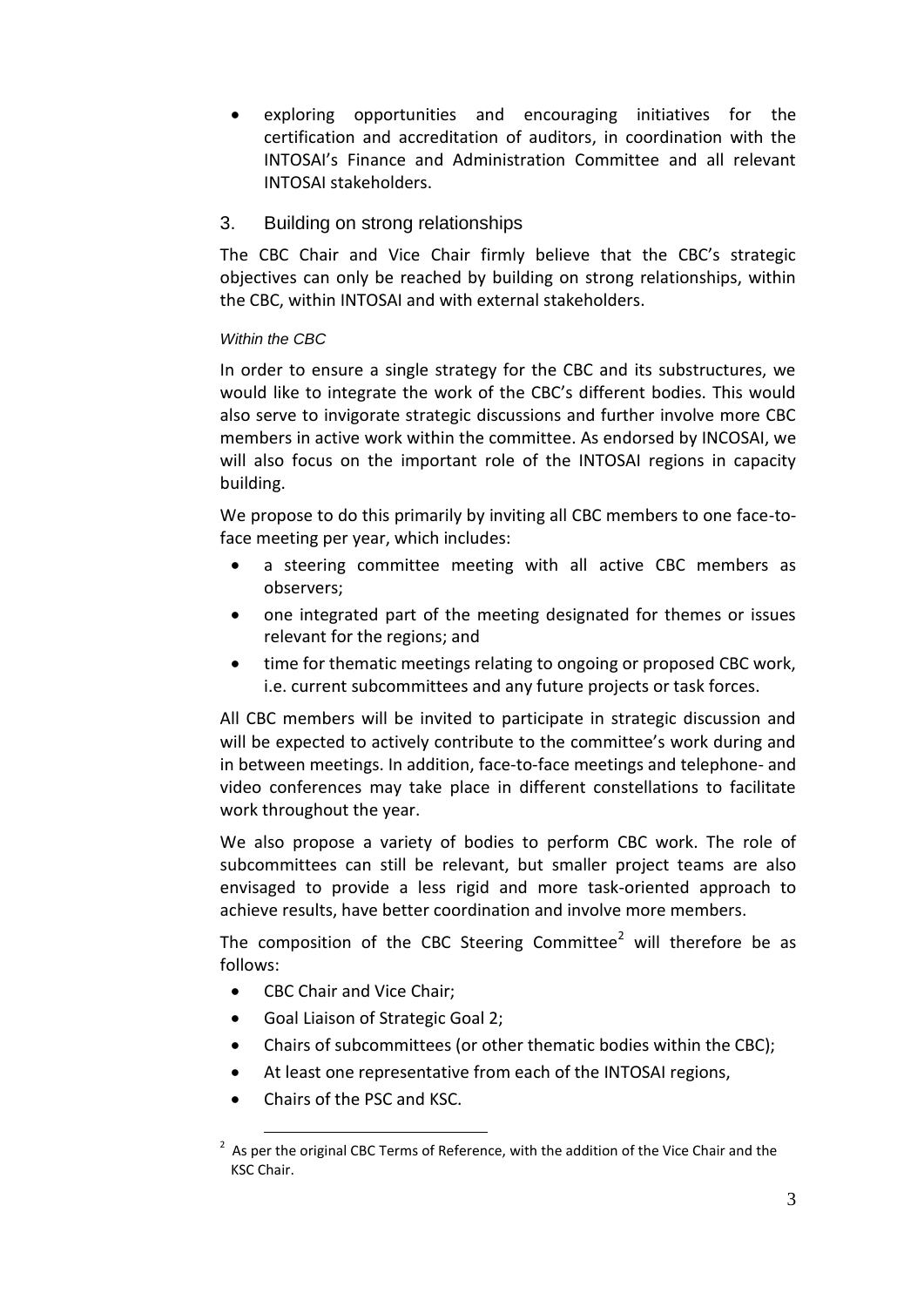- exploring opportunities and encouraging initiatives for the certification and accreditation of auditors, in coordination with the INTOSAI's Finance and Administration Committee and all relevant INTOSAI stakeholders.

## 3. Building on strong relationships

The CBC Chair and Vice Chair firmly believe that the CBC's strategic objectives can only be reached by building on strong relationships, within the CBC, within INTOSAI and with external stakeholders.

*Within the CBC*

In order to ensure a single strategy for the CBC and its substructures, we would like to integrate the work of the CBC's different bodies. This would also serve to invigorate strategic discussions and further involve more CBC members in active work within the committee. As endorsed by INCOSAI, we will also focus on the important role of the INTOSAI regions in capacity building.

We propose to do this primarily by inviting all CBC members to one face-to-face meeting per year, which includes:

- a steering committee meeting with all active CBC members as observers;
- one integrated part of the meeting designated for themes or issues relevant for the regions; and
- time for thematic meetings relating to ongoing or proposed CBC work, i.e. current subcommittees and any future projects or task forces.

All CBC members will be invited to participate in strategic discussion and will be expected to actively contribute to the committee's work during and in between meetings. In addition, face-to-face meetings and telephone- and video conferences may take place in different constellations to facilitate work throughout the year.

We also propose a variety of bodies to perform CBC work. The role of subcommittees can still be relevant, but smaller project teams are also envisaged to provide a less rigid and more task-oriented approach to achieve results, have better coordination and involve more members.

The composition of the CBC Steering Committee[2] will therefore be as follows:

- CBC Chair and Vice Chair;
- Goal Liaison of Strategic Goal 2;
- Chairs of subcommittees (or other thematic bodies within the CBC);
- At least one representative from each of the INTOSAI regions,
- Chairs of the PSC and KSC.

[2] As per the original CBC Terms of Reference, with the addition of the Vice Chair and the KSC Chair.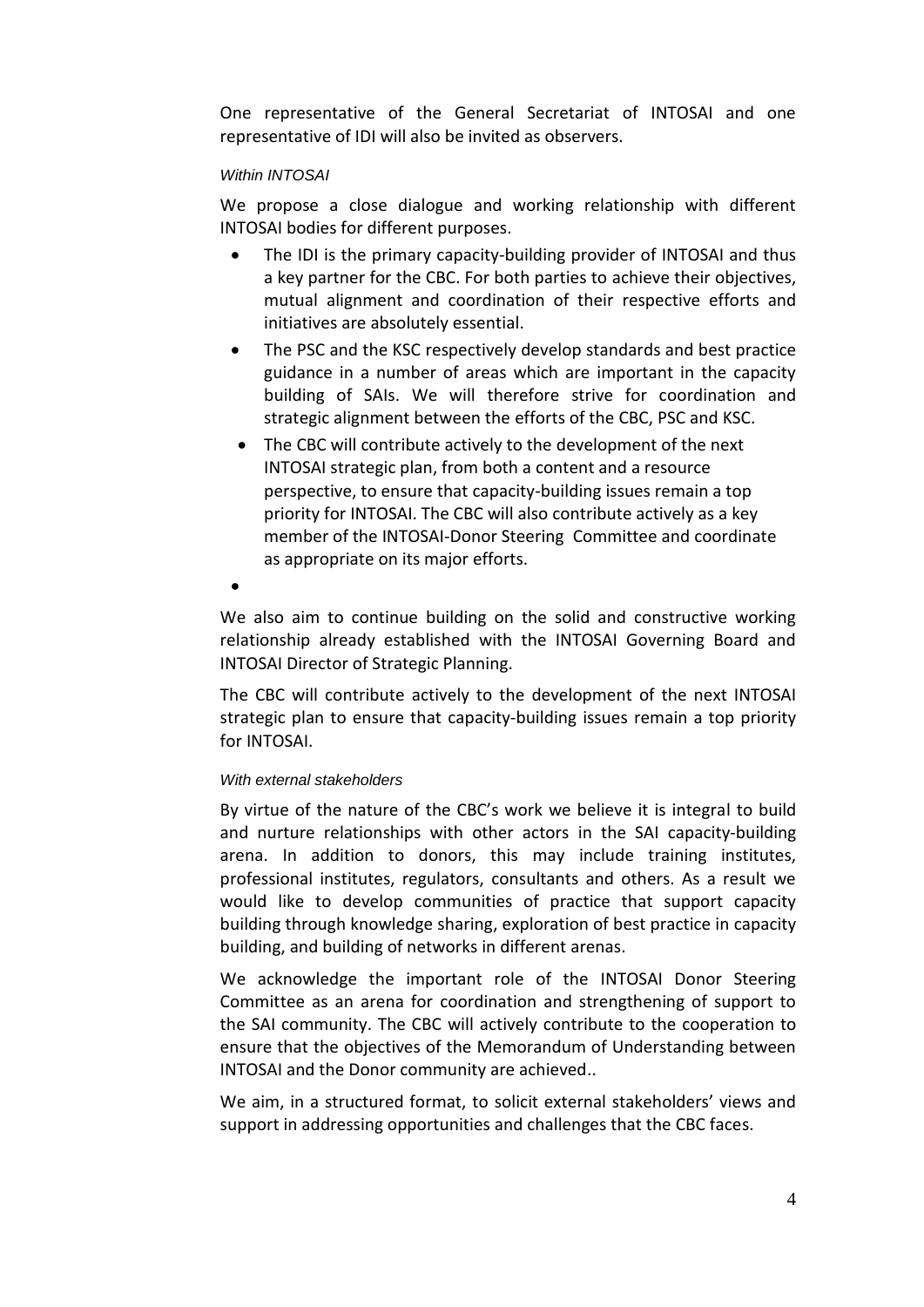One representative of the General Secretariat of INTOSAI and one representative of IDI will also be invited as observers.

*Within INTOSAI*

We propose a close dialogue and working relationship with different INTOSAI bodies for different purposes.

- The IDI is the primary capacity-building provider of INTOSAI and thus a key partner for the CBC. For both parties to achieve their objectives, mutual alignment and coordination of their respective efforts and initiatives are absolutely essential.
- The PSC and the KSC respectively develop standards and best practice guidance in a number of areas which are important in the capacity building of SAIs. We will therefore strive for coordination and strategic alignment between the efforts of the CBC, PSC and KSC.
- The CBC will contribute actively to the development of the next INTOSAI strategic plan, from both a content and a resource perspective, to ensure that capacity-building issues remain a top priority for INTOSAI. The CBC will also contribute actively as a key member of the INTOSAI-Donor Steering Committee and coordinate as appropriate on its major efforts.

We also aim to continue building on the solid and constructive working relationship already established with the INTOSAI Governing Board and INTOSAI Director of Strategic Planning.

The CBC will contribute actively to the development of the next INTOSAI strategic plan to ensure that capacity-building issues remain a top priority for INTOSAI.

*With external stakeholders*

By virtue of the nature of the CBC's work we believe it is integral to build and nurture relationships with other actors in the SAI capacity-building arena. In addition to donors, this may include training institutes, professional institutes, regulators, consultants and others. As a result we would like to develop communities of practice that support capacity building through knowledge sharing, exploration of best practice in capacity building, and building of networks in different arenas.

We acknowledge the important role of the INTOSAI Donor Steering Committee as an arena for coordination and strengthening of support to the SAI community. The CBC will actively contribute to the cooperation to ensure that the objectives of the Memorandum of Understanding between INTOSAI and the Donor community are achieved..

We aim, in a structured format, to solicit external stakeholders' views and support in addressing opportunities and challenges that the CBC faces.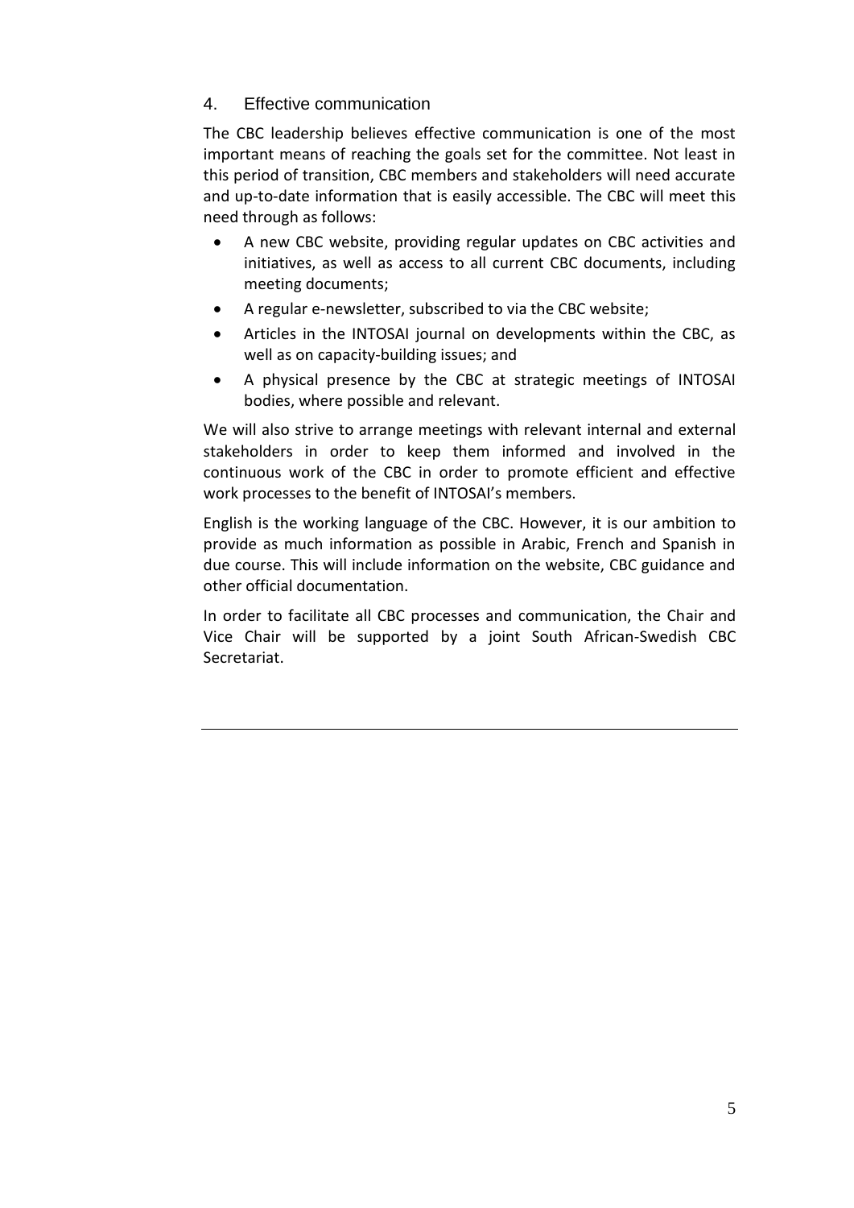## 4. Effective communication

The CBC leadership believes effective communication is one of the most important means of reaching the goals set for the committee. Not least in this period of transition, CBC members and stakeholders will need accurate and up-to-date information that is easily accessible. The CBC will meet this need through as follows:

- A new CBC website, providing regular updates on CBC activities and initiatives, as well as access to all current CBC documents, including meeting documents;
- A regular e-newsletter, subscribed to via the CBC website;
- Articles in the INTOSAI journal on developments within the CBC, as well as on capacity-building issues; and
- A physical presence by the CBC at strategic meetings of INTOSAI bodies, where possible and relevant.

We will also strive to arrange meetings with relevant internal and external stakeholders in order to keep them informed and involved in the continuous work of the CBC in order to promote efficient and effective work processes to the benefit of INTOSAI's members.

English is the working language of the CBC. However, it is our ambition to provide as much information as possible in Arabic, French and Spanish in due course. This will include information on the website, CBC guidance and other official documentation.

In order to facilitate all CBC processes and communication, the Chair and Vice Chair will be supported by a joint South African-Swedish CBC Secretariat.

---